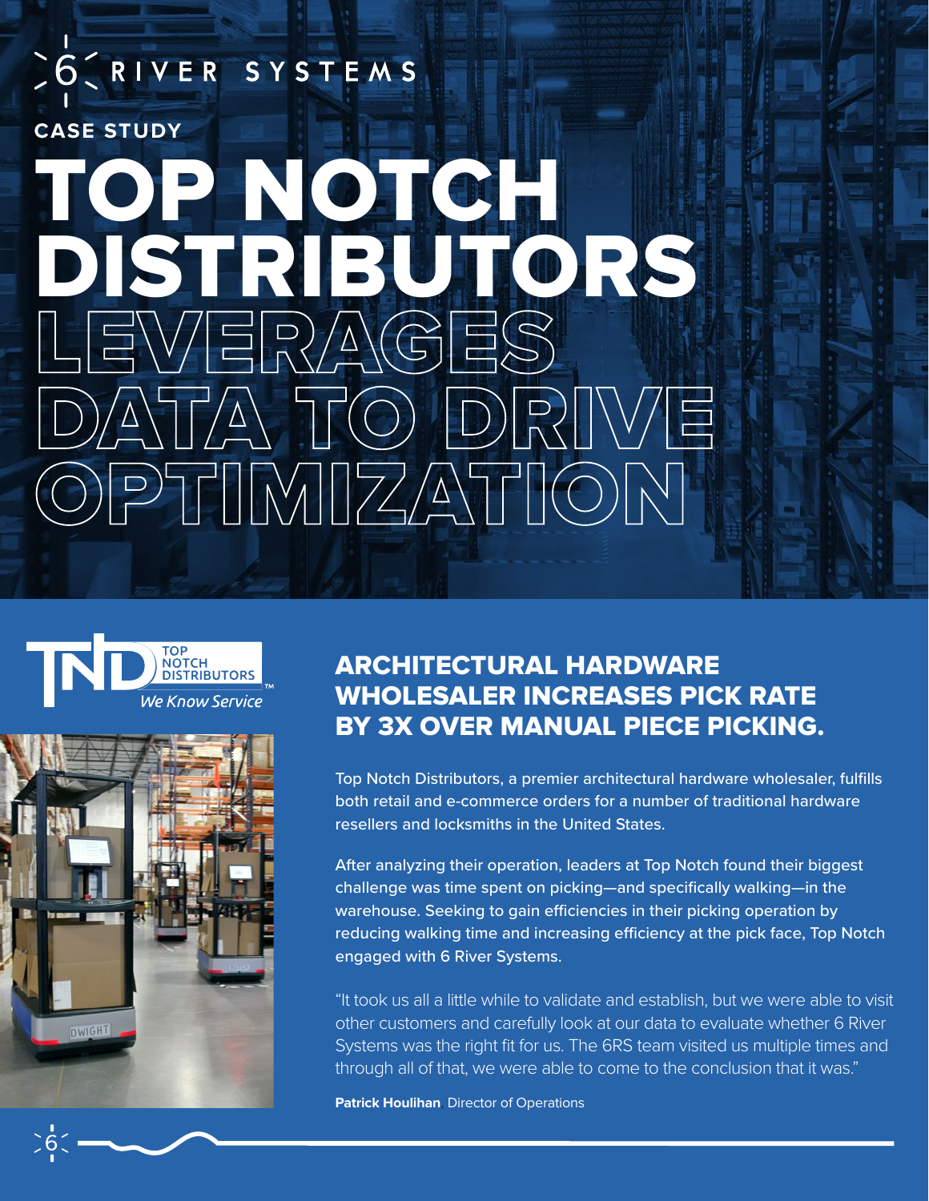6 RIVER SYSTEMS

CASE STUDY

# TOP NOTCH DISTRIBUTORS LEVERAGES DATA TO DRIVE OPTIMIZATION

## ARCHITECTURAL HARDWARE WHOLESALER INCREASES PICK RATE BY 3X OVER MANUAL PIECE PICKING.

Top Notch Distributors, a premier architectural hardware wholesaler, fulfills both retail and e-commerce orders for a number of traditional hardware resellers and locksmiths in the United States.

After analyzing their operation, leaders at Top Notch found their biggest challenge was time spent on picking—and specifically walking—in the warehouse. Seeking to gain efficiencies in their picking operation by reducing walking time and increasing efficiency at the pick face, Top Notch engaged with 6 River Systems.

"It took us all a little while to validate and establish, but we were able to visit other customers and carefully look at our data to evaluate whether 6 River Systems was the right fit for us. The 6RS team visited us multiple times and through all of that, we were able to come to the conclusion that it was."

**Patrick Houlihan**, Director of Operations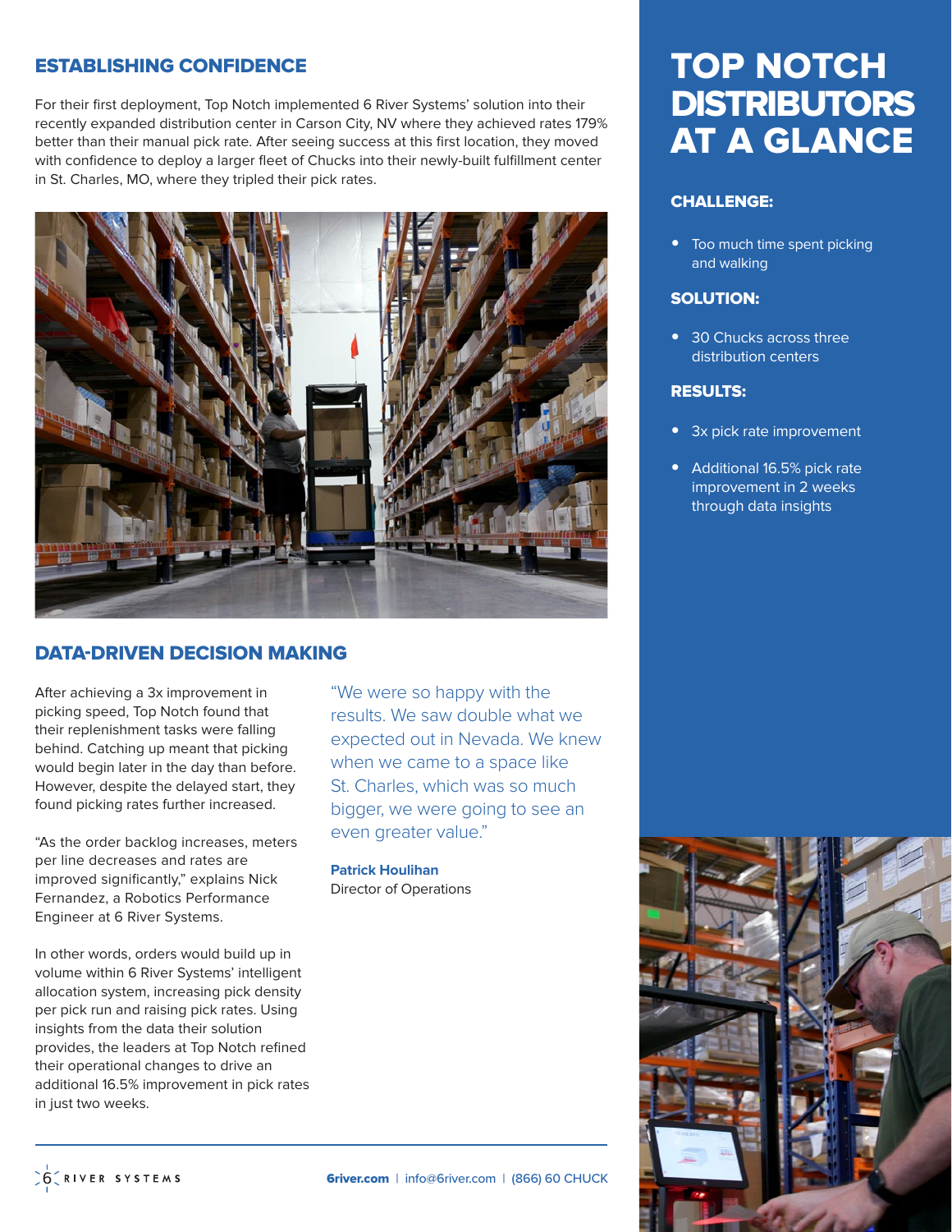## ESTABLISHING CONFIDENCE

For their first deployment, Top Notch implemented 6 River Systems' solution into their recently expanded distribution center in Carson City, NV where they achieved rates 179% better than their manual pick rate. After seeing success at this first location, they moved with confidence to deploy a larger fleet of Chucks into their newly-built fulfillment center in St. Charles, MO, where they tripled their pick rates.

## DATA-DRIVEN DECISION MAKING

After achieving a 3x improvement in picking speed, Top Notch found that their replenishment tasks were falling behind. Catching up meant that picking would begin later in the day than before. However, despite the delayed start, they found picking rates further increased.

"As the order backlog increases, meters per line decreases and rates are improved significantly," explains Nick Fernandez, a Robotics Performance Engineer at 6 River Systems.

In other words, orders would build up in volume within 6 River Systems' intelligent allocation system, increasing pick density per pick run and raising pick rates. Using insights from the data their solution provides, the leaders at Top Notch refined their operational changes to drive an additional 16.5% improvement in pick rates in just two weeks.

> "We were so happy with the results. We saw double what we expected out in Nevada. We knew when we came to a space like St. Charles, which was so much bigger, we were going to see an even greater value."
>
> **Patrick Houlihan**
> Director of Operations

# TOP NOTCH DISTRIBUTORS AT A GLANCE

### CHALLENGE:

- Too much time spent picking and walking

### SOLUTION:

- 30 Chucks across three distribution centers

### RESULTS:

- 3x pick rate improvement
- Additional 16.5% pick rate improvement in 2 weeks through data insights

6 RIVER SYSTEMS

6river.com | info@6river.com | (866) 60 CHUCK